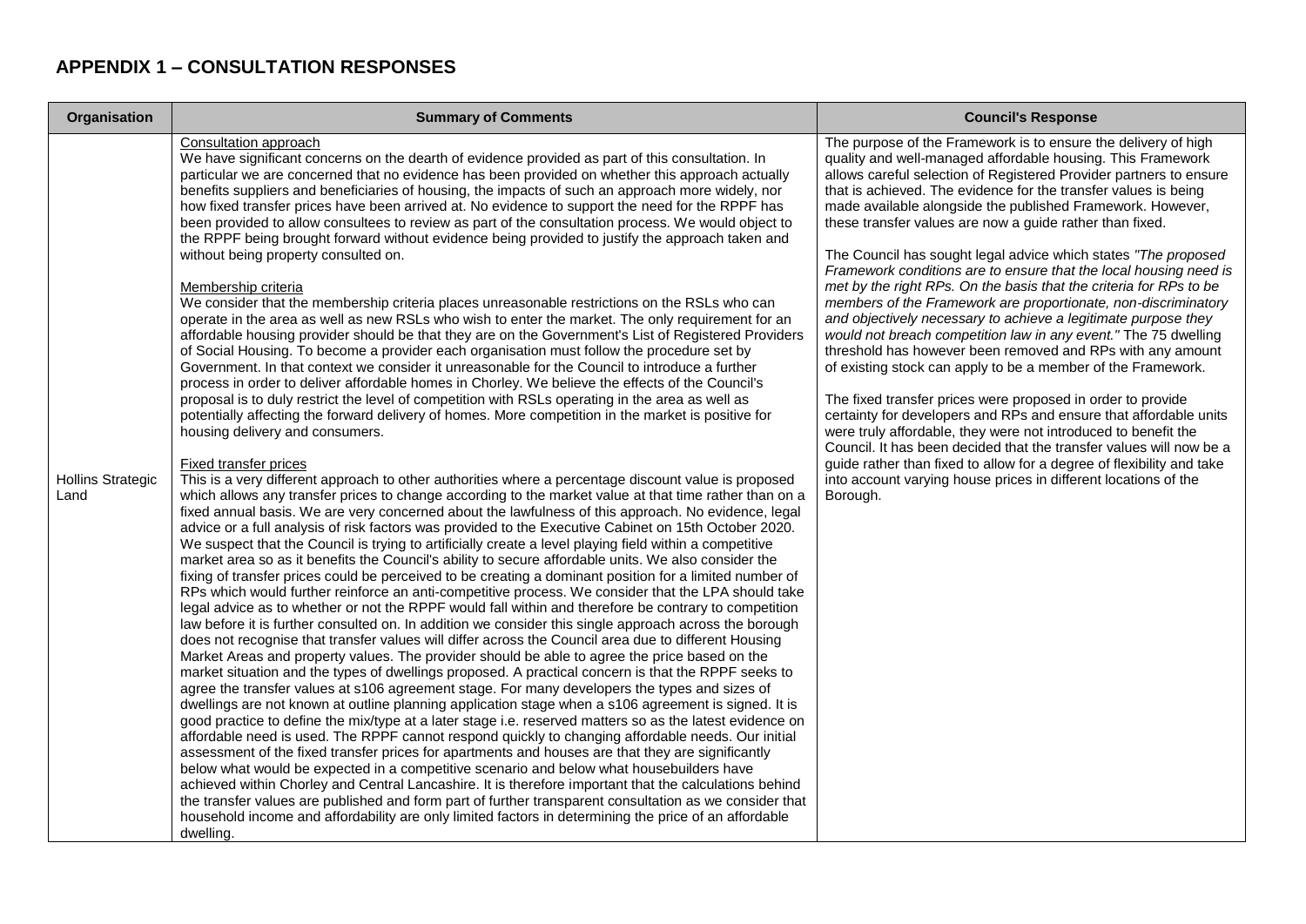## APPENDIX 1 – CONSULTATION RESPONSES

| Organisation | Summary of Comments | Council's Response |
|---|---|---|
| Hollins Strategic Land | Consultation approach<br>We have significant concerns on the dearth of evidence provided as part of this consultation. In particular we are concerned that no evidence has been provided on whether this approach actually benefits suppliers and beneficiaries of housing, the impacts of such an approach more widely, nor how fixed transfer prices have been arrived at. No evidence to support the need for the RPPF has been provided to allow consultees to review as part of the consultation process. We would object to the RPPF being brought forward without evidence being provided to justify the approach taken and without being property consulted on.<br><br>Membership criteria<br>We consider that the membership criteria places unreasonable restrictions on the RSLs who can operate in the area as well as new RSLs who wish to enter the market. The only requirement for an affordable housing provider should be that they are on the Government's List of Registered Providers of Social Housing. To become a provider each organisation must follow the procedure set by Government. In that context we consider it unreasonable for the Council to introduce a further process in order to deliver affordable homes in Chorley. We believe the effects of the Council's proposal is to duly restrict the level of competition with RSLs operating in the area as well as potentially affecting the forward delivery of homes. More competition in the market is positive for housing delivery and consumers.<br><br>Fixed transfer prices<br>This is a very different approach to other authorities where a percentage discount value is proposed which allows any transfer prices to change according to the market value at that time rather than on a fixed annual basis. We are very concerned about the lawfulness of this approach. No evidence, legal advice or a full analysis of risk factors was provided to the Executive Cabinet on 15th October 2020. We suspect that the Council is trying to artificially create a level playing field within a competitive market area so as it benefits the Council's ability to secure affordable units. We also consider the fixing of transfer prices could be perceived to be creating a dominant position for a limited number of RPs which would further reinforce an anti-competitive process. We consider that the LPA should take legal advice as to whether or not the RPPF would fall within and therefore be contrary to competition law before it is further consulted on. In addition we consider this single approach across the borough does not recognise that transfer values will differ across the Council area due to different Housing Market Areas and property values. The provider should be able to agree the price based on the market situation and the types of dwellings proposed. A practical concern is that the RPPF seeks to agree the transfer values at s106 agreement stage. For many developers the types and sizes of dwellings are not known at outline planning application stage when a s106 agreement is signed. It is good practice to define the mix/type at a later stage i.e. reserved matters so as the latest evidence on affordable need is used. The RPPF cannot respond quickly to changing affordable needs. Our initial assessment of the fixed transfer prices for apartments and houses are that they are significantly below what would be expected in a competitive scenario and below what housebuilders have achieved within Chorley and Central Lancashire. It is therefore important that the calculations behind the transfer values are published and form part of further transparent consultation as we consider that household income and affordability are only limited factors in determining the price of an affordable dwelling. | The purpose of the Framework is to ensure the delivery of high quality and well-managed affordable housing. This Framework allows careful selection of Registered Provider partners to ensure that is achieved. The evidence for the transfer values is being made available alongside the published Framework. However, these transfer values are now a guide rather than fixed.<br><br>The Council has sought legal advice which states *"The proposed Framework conditions are to ensure that the local housing need is met by the right RPs. On the basis that the criteria for RPs to be members of the Framework are proportionate, non-discriminatory and objectively necessary to achieve a legitimate purpose they would not breach competition law in any event."* The 75 dwelling threshold has however been removed and RPs with any amount of existing stock can apply to be a member of the Framework.<br><br>The fixed transfer prices were proposed in order to provide certainty for developers and RPs and ensure that affordable units were truly affordable, they were not introduced to benefit the Council. It has been decided that the transfer values will now be a guide rather than fixed to allow for a degree of flexibility and take into account varying house prices in different locations of the Borough. |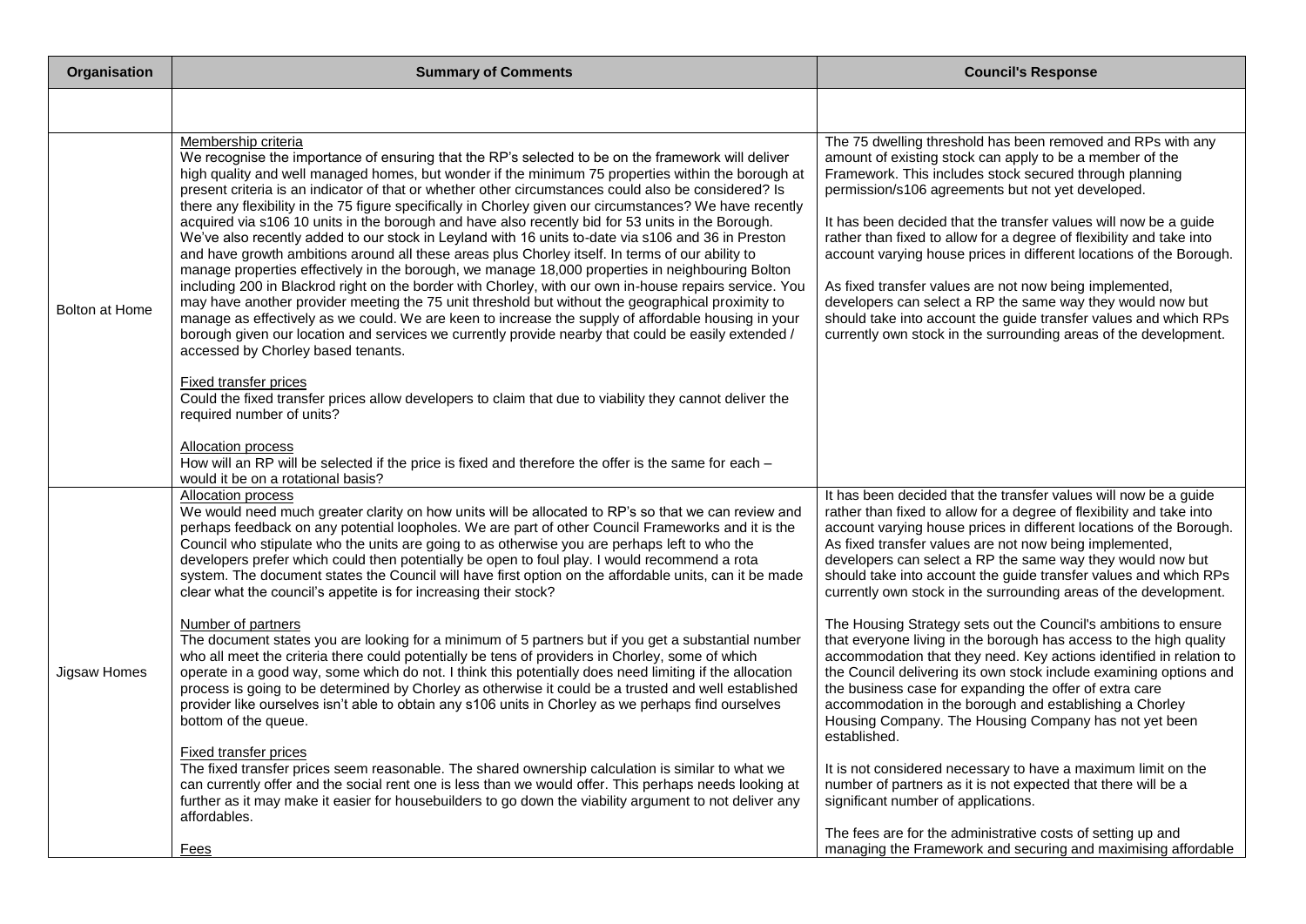| Organisation | Summary of Comments | Council's Response |
|---|---|---|
| | | |
| Bolton at Home | Membership criteria<br>We recognise the importance of ensuring that the RP's selected to be on the framework will deliver high quality and well managed homes, but wonder if the minimum 75 properties within the borough at present criteria is an indicator of that or whether other circumstances could also be considered? Is there any flexibility in the 75 figure specifically in Chorley given our circumstances? We have recently acquired via s106 10 units in the borough and have also recently bid for 53 units in the Borough. We've also recently added to our stock in Leyland with 16 units to-date via s106 and 36 in Preston and have growth ambitions around all these areas plus Chorley itself. In terms of our ability to manage properties effectively in the borough, we manage 18,000 properties in neighbouring Bolton including 200 in Blackrod right on the border with Chorley, with our own in-house repairs service. You may have another provider meeting the 75 unit threshold but without the geographical proximity to manage as effectively as we could. We are keen to increase the supply of affordable housing in your borough given our location and services we currently provide nearby that could be easily extended / accessed by Chorley based tenants.<br><br>Fixed transfer prices<br>Could the fixed transfer prices allow developers to claim that due to viability they cannot deliver the required number of units?<br><br>Allocation process<br>How will an RP will be selected if the price is fixed and therefore the offer is the same for each – would it be on a rotational basis? | The 75 dwelling threshold has been removed and RPs with any amount of existing stock can apply to be a member of the Framework. This includes stock secured through planning permission/s106 agreements but not yet developed.<br><br>It has been decided that the transfer values will now be a guide rather than fixed to allow for a degree of flexibility and take into account varying house prices in different locations of the Borough.<br><br>As fixed transfer values are not now being implemented, developers can select a RP the same way they would now but should take into account the guide transfer values and which RPs currently own stock in the surrounding areas of the development. |
| Jigsaw Homes | Allocation process<br>We would need much greater clarity on how units will be allocated to RP's so that we can review and perhaps feedback on any potential loopholes. We are part of other Council Frameworks and it is the Council who stipulate who the units are going to as otherwise you are perhaps left to who the developers prefer which could then potentially be open to foul play. I would recommend a rota system. The document states the Council will have first option on the affordable units, can it be made clear what the council's appetite is for increasing their stock?<br><br>Number of partners<br>The document states you are looking for a minimum of 5 partners but if you get a substantial number who all meet the criteria there could potentially be tens of providers in Chorley, some of which operate in a good way, some which do not. I think this potentially does need limiting if the allocation process is going to be determined by Chorley as otherwise it could be a trusted and well established provider like ourselves isn't able to obtain any s106 units in Chorley as we perhaps find ourselves bottom of the queue.<br><br>Fixed transfer prices<br>The fixed transfer prices seem reasonable. The shared ownership calculation is similar to what we can currently offer and the social rent one is less than we would offer. This perhaps needs looking at further as it may make it easier for housebuilders to go down the viability argument to not deliver any affordables.<br><br>Fees | It has been decided that the transfer values will now be a guide rather than fixed to allow for a degree of flexibility and take into account varying house prices in different locations of the Borough. As fixed transfer values are not now being implemented, developers can select a RP the same way they would now but should take into account the guide transfer values and which RPs currently own stock in the surrounding areas of the development.<br><br>The Housing Strategy sets out the Council's ambitions to ensure that everyone living in the borough has access to the high quality accommodation that they need. Key actions identified in relation to the Council delivering its own stock include examining options and the business case for expanding the offer of extra care accommodation in the borough and establishing a Chorley Housing Company. The Housing Company has not yet been established.<br><br>It is not considered necessary to have a maximum limit on the number of partners as it is not expected that there will be a significant number of applications.<br><br>The fees are for the administrative costs of setting up and managing the Framework and securing and maximising affordable |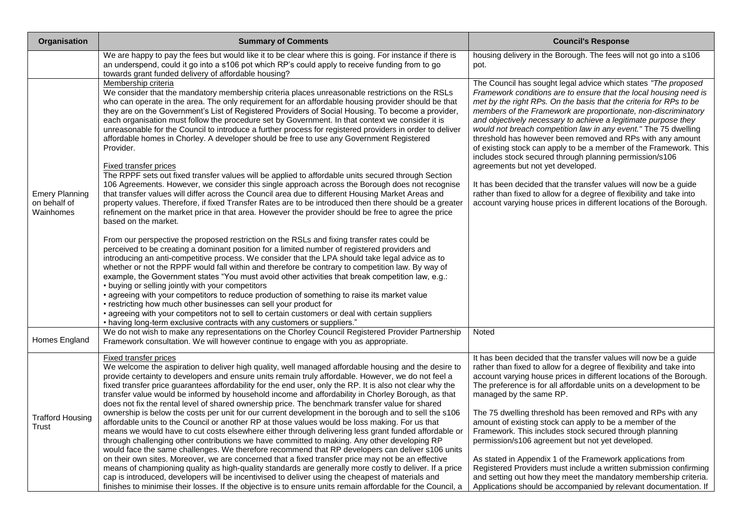| Organisation | Summary of Comments | Council's Response |
| --- | --- | --- |
| | We are happy to pay the fees but would like it to be clear where this is going. For instance if there is an underspend, could it go into a s106 pot which RP's could apply to receive funding from to go towards grant funded delivery of affordable housing? | housing delivery in the Borough. The fees will not go into a s106 pot. |
| Emery Planning on behalf of Wainhomes | <u>Membership criteria</u><br>We consider that the mandatory membership criteria places unreasonable restrictions on the RSLs who can operate in the area. The only requirement for an affordable housing provider should be that they are on the Government's List of Registered Providers of Social Housing. To become a provider, each organisation must follow the procedure set by Government. In that context we consider it is unreasonable for the Council to introduce a further process for registered providers in order to deliver affordable homes in Chorley. A developer should be free to use any Government Registered Provider.<br><br><u>Fixed transfer prices</u><br>The RPPF sets out fixed transfer values will be applied to affordable units secured through Section 106 Agreements. However, we consider this single approach across the Borough does not recognise that transfer values will differ across the Council area due to different Housing Market Areas and property values. Therefore, if fixed Transfer Rates are to be introduced then there should be a greater refinement on the market price in that area. However the provider should be free to agree the price based on the market.<br><br>From our perspective the proposed restriction on the RSLs and fixing transfer rates could be perceived to be creating a dominant position for a limited number of registered providers and introducing an anti-competitive process. We consider that the LPA should take legal advice as to whether or not the RPPF would fall within and therefore be contrary to competition law. By way of example, the Government states "You must avoid other activities that break competition law, e.g.:<br>• buying or selling jointly with your competitors<br>• agreeing with your competitors to reduce production of something to raise its market value<br>• restricting how much other businesses can sell your product for<br>• agreeing with your competitors not to sell to certain customers or deal with certain suppliers<br>• having long-term exclusive contracts with any customers or suppliers." | The Council has sought legal advice which states *"The proposed Framework conditions are to ensure that the local housing need is met by the right RPs. On the basis that the criteria for RPs to be members of the Framework are proportionate, non-discriminatory and objectively necessary to achieve a legitimate purpose they would not breach competition law in any event."* The 75 dwelling threshold has however been removed and RPs with any amount of existing stock can apply to be a member of the Framework. This includes stock secured through planning permission/s106 agreements but not yet developed.<br><br>It has been decided that the transfer values will now be a guide rather than fixed to allow for a degree of flexibility and take into account varying house prices in different locations of the Borough. |
| Homes England | We do not wish to make any representations on the Chorley Council Registered Provider Partnership Framework consultation. We will however continue to engage with you as appropriate. | Noted |
| Trafford Housing Trust | <u>Fixed transfer prices</u><br>We welcome the aspiration to deliver high quality, well managed affordable housing and the desire to provide certainty to developers and ensure units remain truly affordable. However, we do not feel a fixed transfer price guarantees affordability for the end user, only the RP. It is also not clear why the transfer value would be informed by household income and affordability in Chorley Borough, as that does not fix the rental level of shared ownership price. The benchmark transfer value for shared ownership is below the costs per unit for our current development in the borough and to sell the s106 affordable units to the Council or another RP at those values would be loss making. For us that means we would have to cut costs elsewhere either through delivering less grant funded affordable or through challenging other contributions we have committed to making. Any other developing RP would face the same challenges. We therefore recommend that RP developers can deliver s106 units on their own sites. Moreover, we are concerned that a fixed transfer price may not be an effective means of championing quality as high-quality standards are generally more costly to deliver. If a price cap is introduced, developers will be incentivised to deliver using the cheapest of materials and finishes to minimise their losses. If the objective is to ensure units remain affordable for the Council, a | It has been decided that the transfer values will now be a guide rather than fixed to allow for a degree of flexibility and take into account varying house prices in different locations of the Borough. The preference is for all affordable units on a development to be managed by the same RP.<br><br>The 75 dwelling threshold has been removed and RPs with any amount of existing stock can apply to be a member of the Framework. This includes stock secured through planning permission/s106 agreement but not yet developed.<br><br>As stated in Appendix 1 of the Framework applications from Registered Providers must include a written submission confirming and setting out how they meet the mandatory membership criteria. Applications should be accompanied by relevant documentation. If |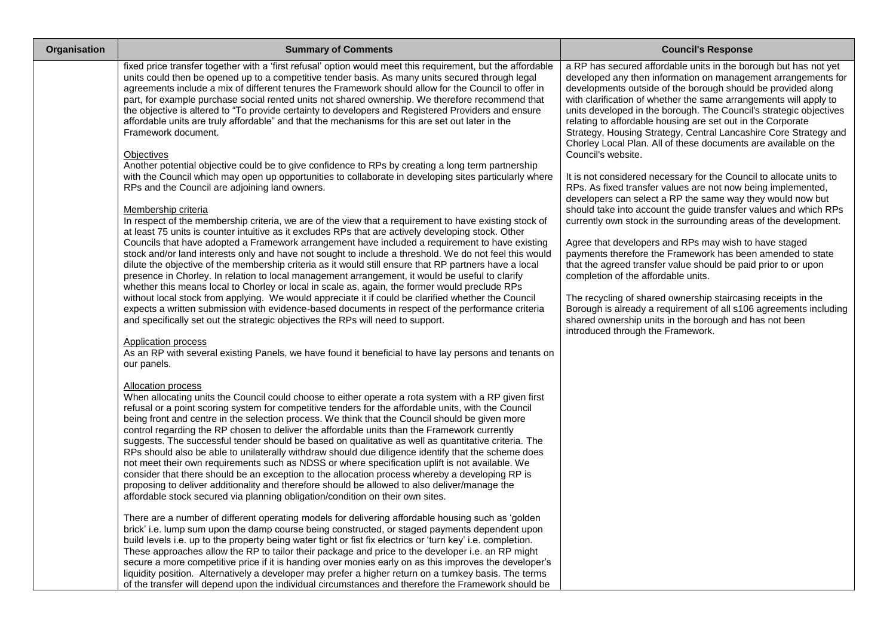| Organisation | Summary of Comments | Council's Response |
|---|---|---|
| | fixed price transfer together with a 'first refusal' option would meet this requirement, but the affordable units could then be opened up to a competitive tender basis. As many units secured through legal agreements include a mix of different tenures the Framework should allow for the Council to offer in part, for example purchase social rented units not shared ownership. We therefore recommend that the objective is altered to "To provide certainty to developers and Registered Providers and ensure affordable units are truly affordable" and that the mechanisms for this are set out later in the Framework document.<br><br>Objectives<br>Another potential objective could be to give confidence to RPs by creating a long term partnership with the Council which may open up opportunities to collaborate in developing sites particularly where RPs and the Council are adjoining land owners.<br><br>Membership criteria<br>In respect of the membership criteria, we are of the view that a requirement to have existing stock of at least 75 units is counter intuitive as it excludes RPs that are actively developing stock. Other Councils that have adopted a Framework arrangement have included a requirement to have existing stock and/or land interests only and have not sought to include a threshold. We do not feel this would dilute the objective of the membership criteria as it would still ensure that RP partners have a local presence in Chorley. In relation to local management arrangement, it would be useful to clarify whether this means local to Chorley or local in scale as, again, the former would preclude RPs without local stock from applying. We would appreciate it if could be clarified whether the Council expects a written submission with evidence-based documents in respect of the performance criteria and specifically set out the strategic objectives the RPs will need to support.<br><br>Application process<br>As an RP with several existing Panels, we have found it beneficial to have lay persons and tenants on our panels.<br><br>Allocation process<br>When allocating units the Council could choose to either operate a rota system with a RP given first refusal or a point scoring system for competitive tenders for the affordable units, with the Council being front and centre in the selection process. We think that the Council should be given more control regarding the RP chosen to deliver the affordable units than the Framework currently suggests. The successful tender should be based on qualitative as well as quantitative criteria. The RPs should also be able to unilaterally withdraw should due diligence identify that the scheme does not meet their own requirements such as NDSS or where specification uplift is not available. We consider that there should be an exception to the allocation process whereby a developing RP is proposing to deliver additionality and therefore should be allowed to also deliver/manage the affordable stock secured via planning obligation/condition on their own sites.<br><br>There are a number of different operating models for delivering affordable housing such as 'golden brick' i.e. lump sum upon the damp course being constructed, or staged payments dependent upon build levels i.e. up to the property being water tight or fist fix electrics or 'turn key' i.e. completion. These approaches allow the RP to tailor their package and price to the developer i.e. an RP might secure a more competitive price if it is handing over monies early on as this improves the developer's liquidity position. Alternatively a developer may prefer a higher return on a turnkey basis. The terms of the transfer will depend upon the individual circumstances and therefore the Framework should be | a RP has secured affordable units in the borough but has not yet developed any then information on management arrangements for developments outside of the borough should be provided along with clarification of whether the same arrangements will apply to units developed in the borough. The Council's strategic objectives relating to affordable housing are set out in the Corporate Strategy, Housing Strategy, Central Lancashire Core Strategy and Chorley Local Plan. All of these documents are available on the Council's website.<br><br>It is not considered necessary for the Council to allocate units to RPs. As fixed transfer values are not now being implemented, developers can select a RP the same way they would now but should take into account the guide transfer values and which RPs currently own stock in the surrounding areas of the development.<br><br>Agree that developers and RPs may wish to have staged payments therefore the Framework has been amended to state that the agreed transfer value should be paid prior to or upon completion of the affordable units.<br><br>The recycling of shared ownership staircasing receipts in the Borough is already a requirement of all s106 agreements including shared ownership units in the borough and has not been introduced through the Framework. |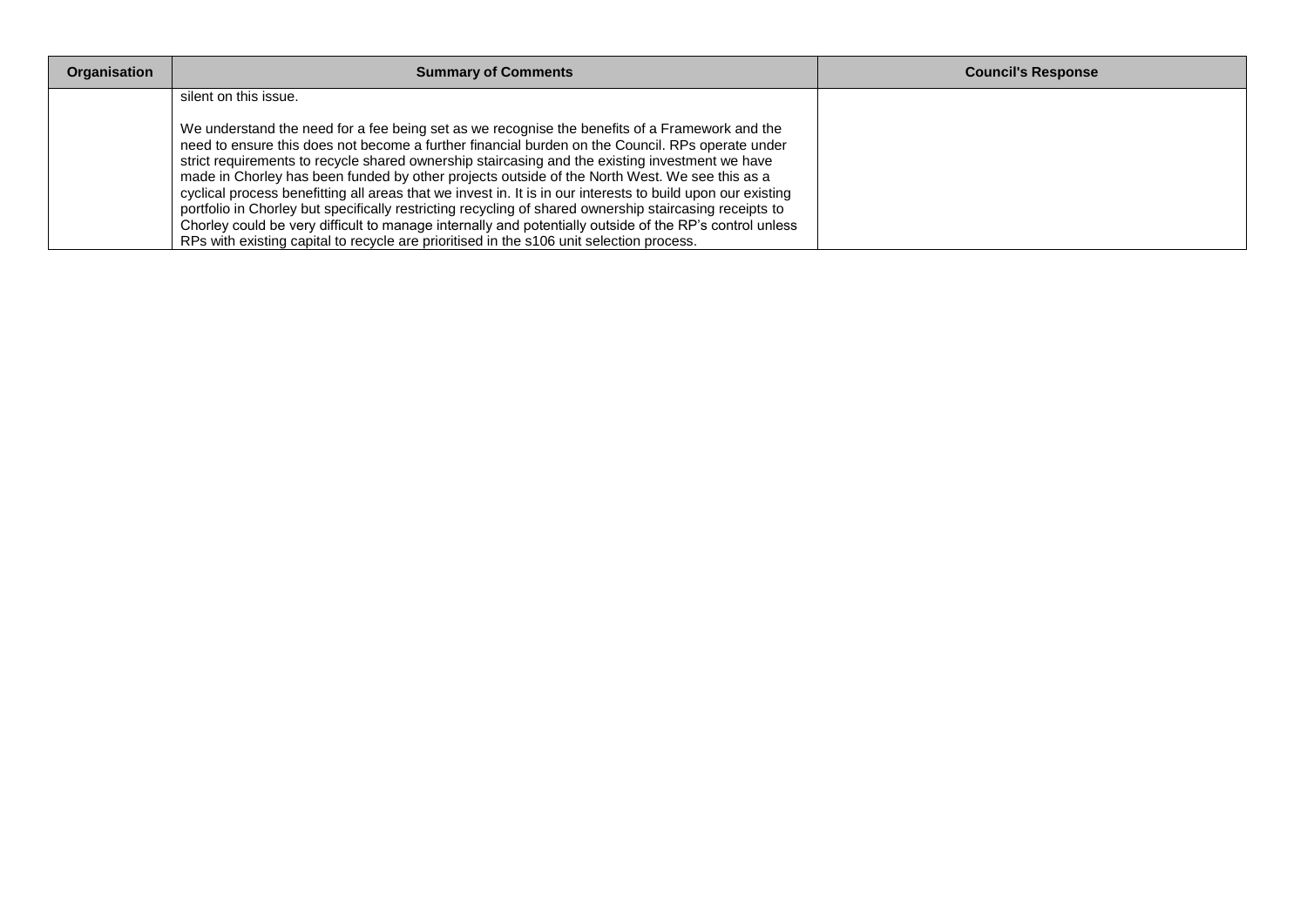| Organisation | Summary of Comments | Council's Response |
|---|---|---|
| | silent on this issue.<br><br>We understand the need for a fee being set as we recognise the benefits of a Framework and the need to ensure this does not become a further financial burden on the Council. RPs operate under strict requirements to recycle shared ownership staircasing and the existing investment we have made in Chorley has been funded by other projects outside of the North West. We see this as a cyclical process benefitting all areas that we invest in. It is in our interests to build upon our existing portfolio in Chorley but specifically restricting recycling of shared ownership staircasing receipts to Chorley could be very difficult to manage internally and potentially outside of the RP's control unless RPs with existing capital to recycle are prioritised in the s106 unit selection process. | |